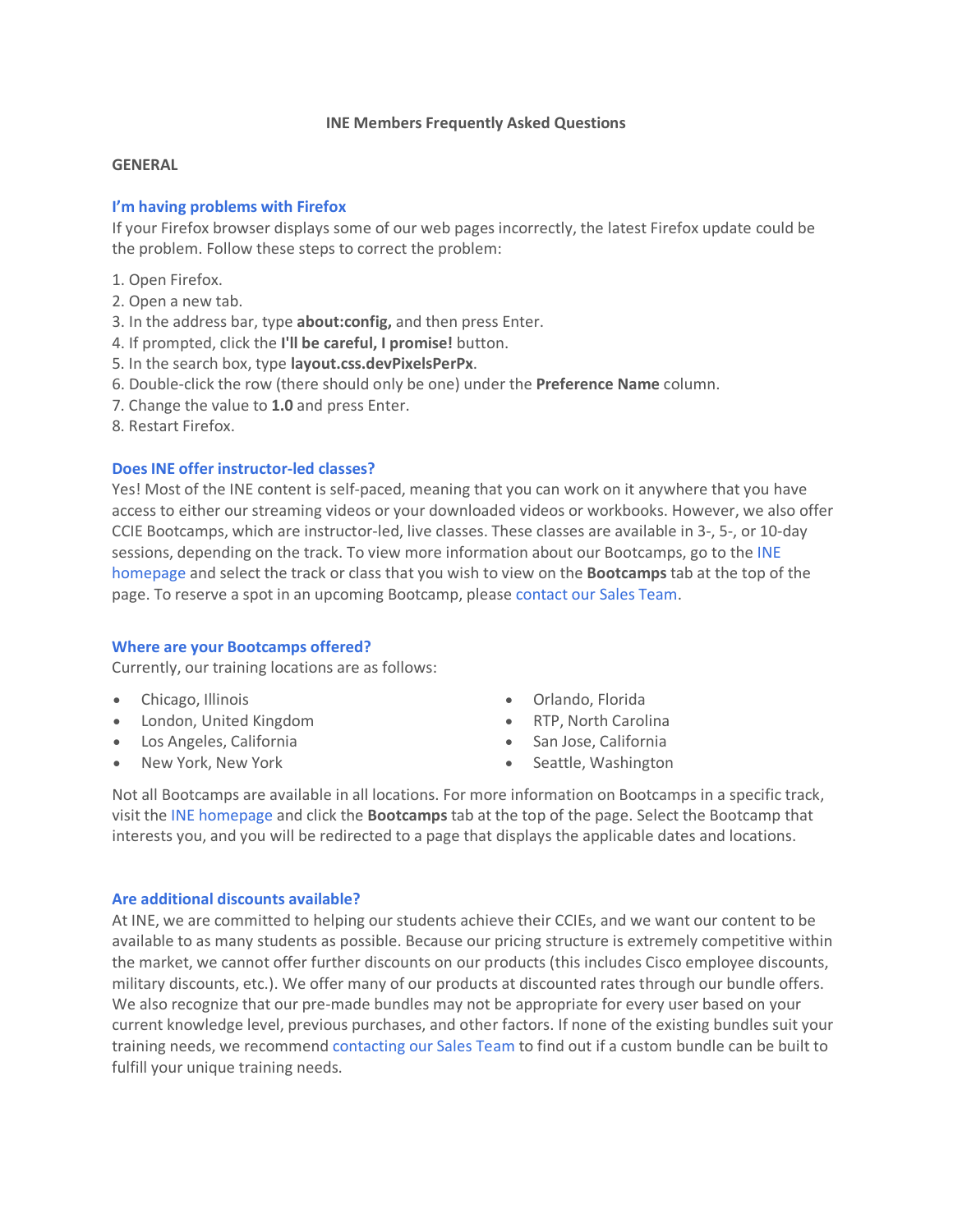# INE Members Frequently Asked Questions

## GENERAL

### I'm having problems with Firefox

If your Firefox browser displays some of our web pages incorrectly, the latest Firefox update could be the problem. Follow these steps to correct the problem:

1. Open Firefox.
2. Open a new tab.
3. In the address bar, type **about:config,** and then press Enter.
4. If prompted, click the **I'll be careful, I promise!** button.
5. In the search box, type **layout.css.devPixelsPerPx**.
6. Double-click the row (there should only be one) under the **Preference Name** column.
7. Change the value to **1.0** and press Enter.
8. Restart Firefox.

### Does INE offer instructor-led classes?

Yes! Most of the INE content is self-paced, meaning that you can work on it anywhere that you have access to either our streaming videos or your downloaded videos or workbooks. However, we also offer CCIE Bootcamps, which are instructor-led, live classes. These classes are available in 3-, 5-, or 10-day sessions, depending on the track. To view more information about our Bootcamps, go to the INE homepage and select the track or class that you wish to view on the **Bootcamps** tab at the top of the page. To reserve a spot in an upcoming Bootcamp, please contact our Sales Team.

### Where are your Bootcamps offered?

Currently, our training locations are as follows:

- Chicago, Illinois
- London, United Kingdom
- Los Angeles, California
- New York, New York
- Orlando, Florida
- RTP, North Carolina
- San Jose, California
- Seattle, Washington

Not all Bootcamps are available in all locations. For more information on Bootcamps in a specific track, visit the INE homepage and click the **Bootcamps** tab at the top of the page. Select the Bootcamp that interests you, and you will be redirected to a page that displays the applicable dates and locations.

### Are additional discounts available?

At INE, we are committed to helping our students achieve their CCIEs, and we want our content to be available to as many students as possible. Because our pricing structure is extremely competitive within the market, we cannot offer further discounts on our products (this includes Cisco employee discounts, military discounts, etc.). We offer many of our products at discounted rates through our bundle offers. We also recognize that our pre-made bundles may not be appropriate for every user based on your current knowledge level, previous purchases, and other factors. If none of the existing bundles suit your training needs, we recommend contacting our Sales Team to find out if a custom bundle can be built to fulfill your unique training needs.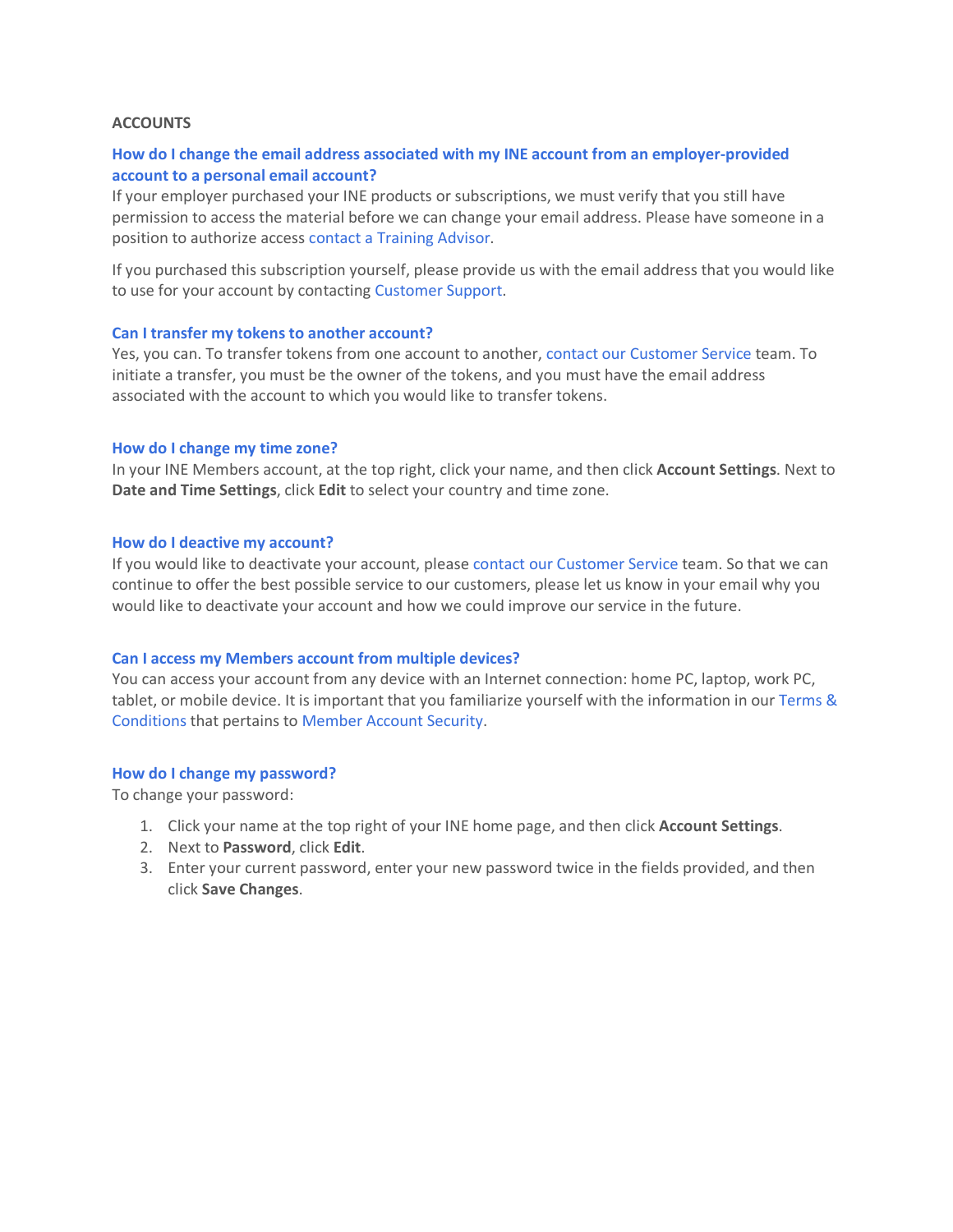## ACCOUNTS

### How do I change the email address associated with my INE account from an employer-provided account to a personal email account?

If your employer purchased your INE products or subscriptions, we must verify that you still have permission to access the material before we can change your email address. Please have someone in a position to authorize access contact a Training Advisor.

If you purchased this subscription yourself, please provide us with the email address that you would like to use for your account by contacting Customer Support.

### Can I transfer my tokens to another account?

Yes, you can. To transfer tokens from one account to another, contact our Customer Service team. To initiate a transfer, you must be the owner of the tokens, and you must have the email address associated with the account to which you would like to transfer tokens.

### How do I change my time zone?

In your INE Members account, at the top right, click your name, and then click **Account Settings**. Next to **Date and Time Settings**, click **Edit** to select your country and time zone.

### How do I deactive my account?

If you would like to deactivate your account, please contact our Customer Service team. So that we can continue to offer the best possible service to our customers, please let us know in your email why you would like to deactivate your account and how we could improve our service in the future.

### Can I access my Members account from multiple devices?

You can access your account from any device with an Internet connection: home PC, laptop, work PC, tablet, or mobile device. It is important that you familiarize yourself with the information in our Terms & Conditions that pertains to Member Account Security.

### How do I change my password?

To change your password:

1. Click your name at the top right of your INE home page, and then click **Account Settings**.
2. Next to **Password**, click **Edit**.
3. Enter your current password, enter your new password twice in the fields provided, and then click **Save Changes**.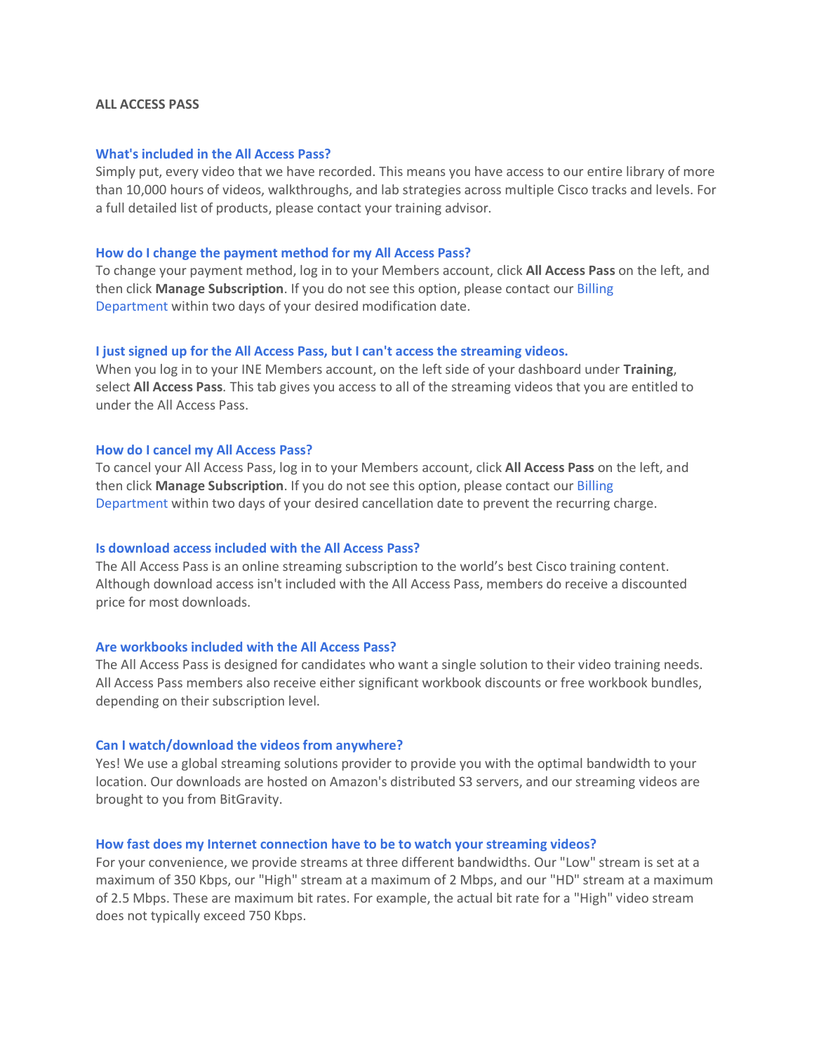**ALL ACCESS PASS**

### What's included in the All Access Pass?

Simply put, every video that we have recorded. This means you have access to our entire library of more than 10,000 hours of videos, walkthroughs, and lab strategies across multiple Cisco tracks and levels. For a full detailed list of products, please contact your training advisor.

### How do I change the payment method for my All Access Pass?

To change your payment method, log in to your Members account, click **All Access Pass** on the left, and then click **Manage Subscription**. If you do not see this option, please contact our Billing Department within two days of your desired modification date.

### I just signed up for the All Access Pass, but I can't access the streaming videos.

When you log in to your INE Members account, on the left side of your dashboard under **Training**, select **All Access Pass**. This tab gives you access to all of the streaming videos that you are entitled to under the All Access Pass.

### How do I cancel my All Access Pass?

To cancel your All Access Pass, log in to your Members account, click **All Access Pass** on the left, and then click **Manage Subscription**. If you do not see this option, please contact our Billing Department within two days of your desired cancellation date to prevent the recurring charge.

### Is download access included with the All Access Pass?

The All Access Pass is an online streaming subscription to the world's best Cisco training content. Although download access isn't included with the All Access Pass, members do receive a discounted price for most downloads.

### Are workbooks included with the All Access Pass?

The All Access Pass is designed for candidates who want a single solution to their video training needs. All Access Pass members also receive either significant workbook discounts or free workbook bundles, depending on their subscription level.

### Can I watch/download the videos from anywhere?

Yes! We use a global streaming solutions provider to provide you with the optimal bandwidth to your location. Our downloads are hosted on Amazon's distributed S3 servers, and our streaming videos are brought to you from BitGravity.

### How fast does my Internet connection have to be to watch your streaming videos?

For your convenience, we provide streams at three different bandwidths. Our "Low" stream is set at a maximum of 350 Kbps, our "High" stream at a maximum of 2 Mbps, and our "HD" stream at a maximum of 2.5 Mbps. These are maximum bit rates. For example, the actual bit rate for a "High" video stream does not typically exceed 750 Kbps.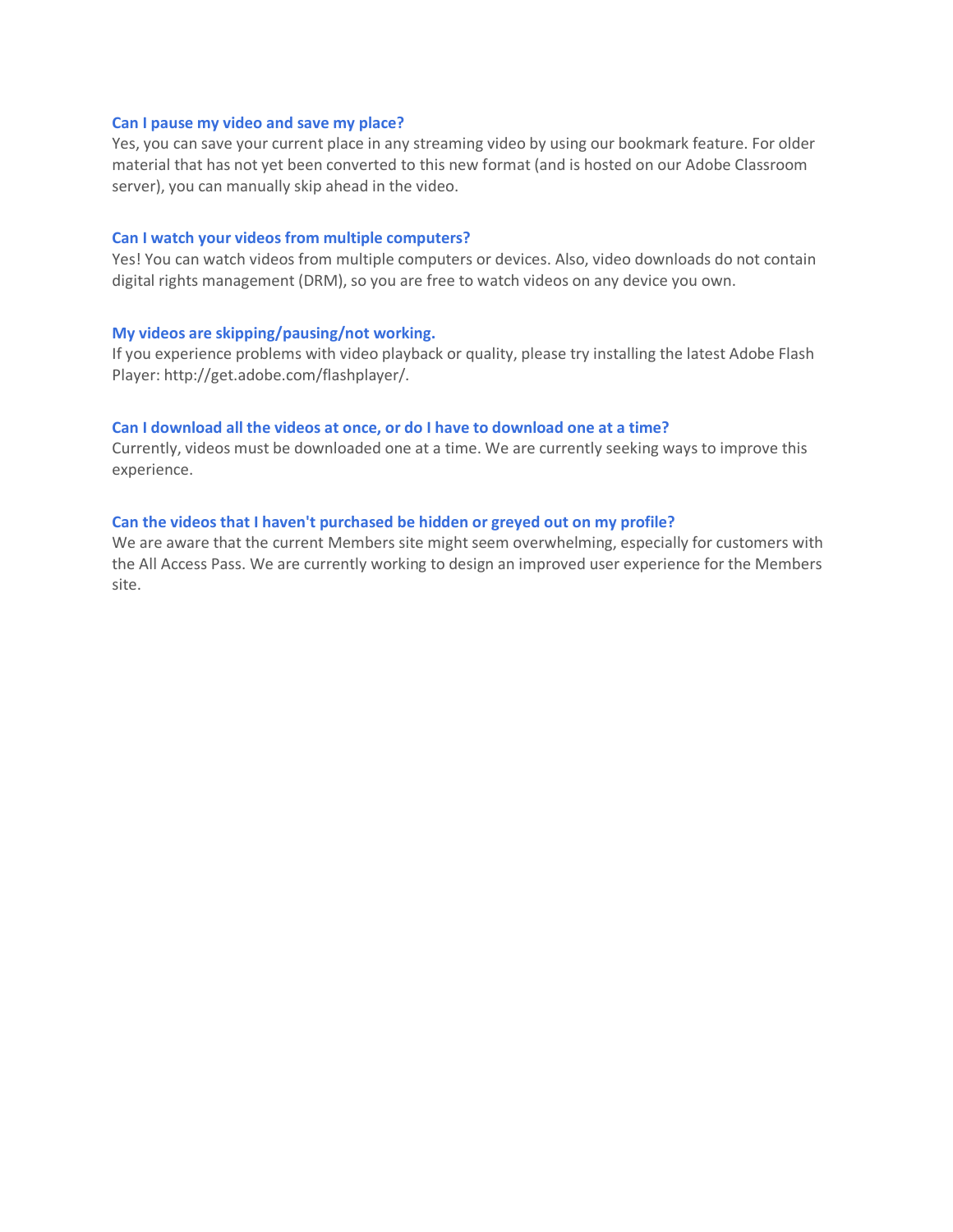### Can I pause my video and save my place?

Yes, you can save your current place in any streaming video by using our bookmark feature. For older material that has not yet been converted to this new format (and is hosted on our Adobe Classroom server), you can manually skip ahead in the video.

### Can I watch your videos from multiple computers?

Yes! You can watch videos from multiple computers or devices. Also, video downloads do not contain digital rights management (DRM), so you are free to watch videos on any device you own.

### My videos are skipping/pausing/not working.

If you experience problems with video playback or quality, please try installing the latest Adobe Flash Player: http://get.adobe.com/flashplayer/.

### Can I download all the videos at once, or do I have to download one at a time?

Currently, videos must be downloaded one at a time. We are currently seeking ways to improve this experience.

### Can the videos that I haven't purchased be hidden or greyed out on my profile?

We are aware that the current Members site might seem overwhelming, especially for customers with the All Access Pass. We are currently working to design an improved user experience for the Members site.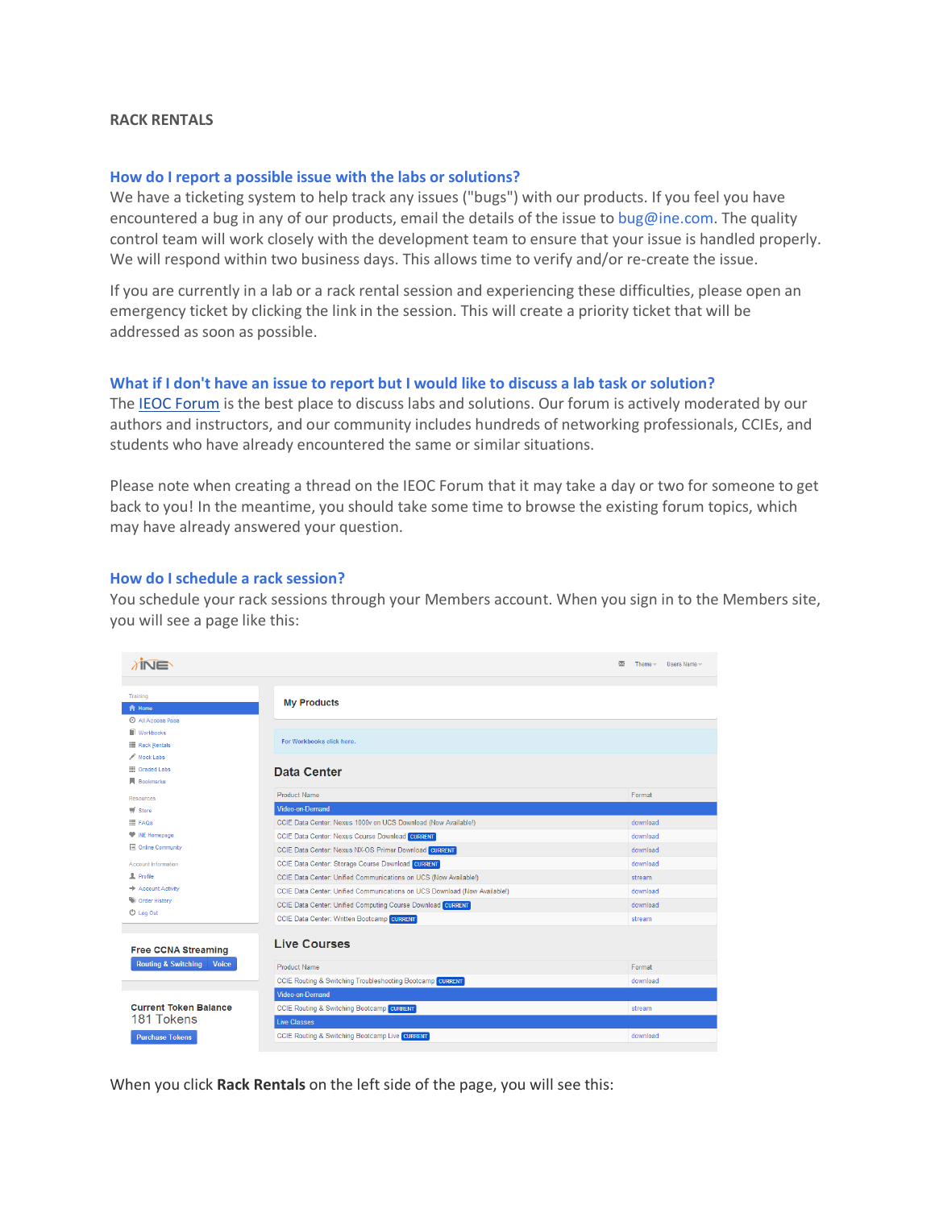## RACK RENTALS

### How do I report a possible issue with the labs or solutions?

We have a ticketing system to help track any issues ("bugs") with our products. If you feel you have encountered a bug in any of our products, email the details of the issue to bug@ine.com. The quality control team will work closely with the development team to ensure that your issue is handled properly. We will respond within two business days. This allows time to verify and/or re-create the issue.

If you are currently in a lab or a rack rental session and experiencing these difficulties, please open an emergency ticket by clicking the link in the session. This will create a priority ticket that will be addressed as soon as possible.

### What if I don't have an issue to report but I would like to discuss a lab task or solution?

The IEOC Forum is the best place to discuss labs and solutions. Our forum is actively moderated by our authors and instructors, and our community includes hundreds of networking professionals, CCIEs, and students who have already encountered the same or similar situations.

Please note when creating a thread on the IEOC Forum that it may take a day or two for someone to get back to you! In the meantime, you should take some time to browse the existing forum topics, which may have already answered your question.

### How do I schedule a rack session?

You schedule your rack sessions through your Members account. When you sign in to the Members site, you will see a page like this:

When you click **Rack Rentals** on the left side of the page, you will see this: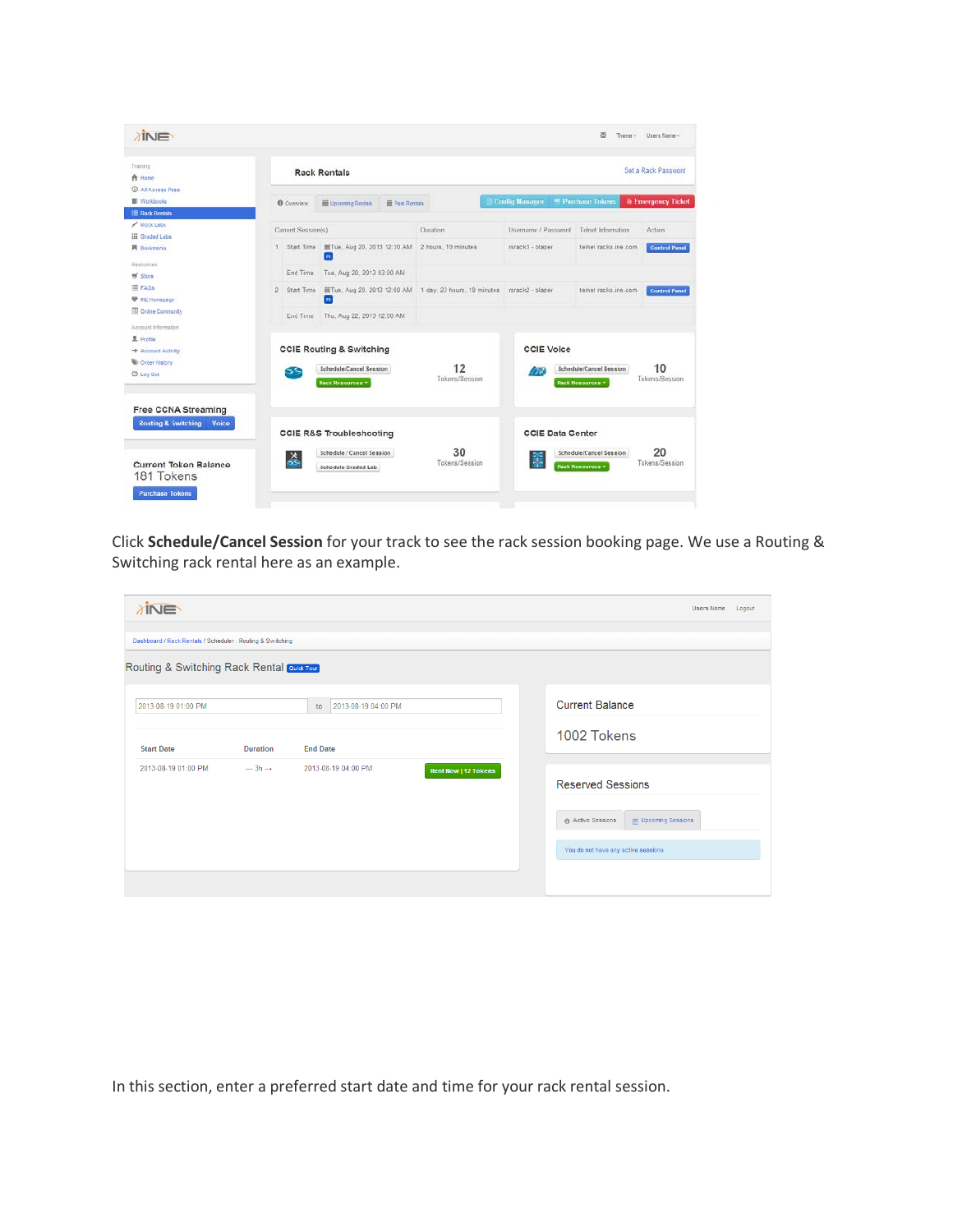Click **Schedule/Cancel Session** for your track to see the rack session booking page. We use a Routing & Switching rack rental here as an example.

In this section, enter a preferred start date and time for your rack rental session.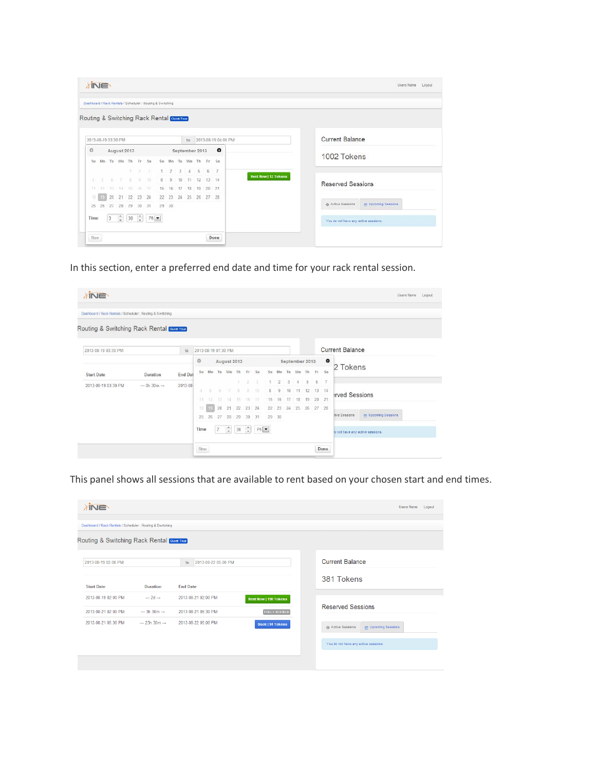In this section, enter a preferred end date and time for your rack rental session.

This panel shows all sessions that are available to rent based on your chosen start and end times.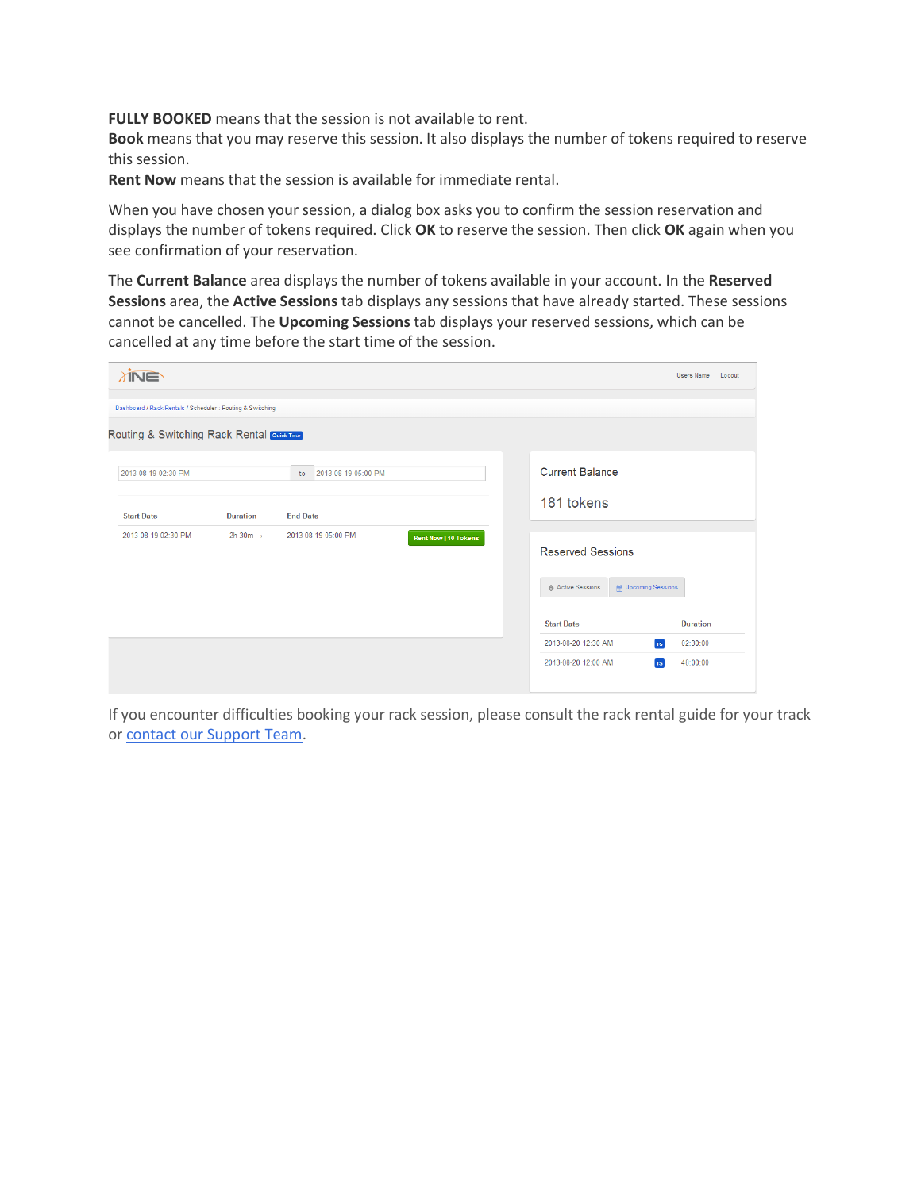**FULLY BOOKED** means that the session is not available to rent.
**Book** means that you may reserve this session. It also displays the number of tokens required to reserve this session.
**Rent Now** means that the session is available for immediate rental.

When you have chosen your session, a dialog box asks you to confirm the session reservation and displays the number of tokens required. Click **OK** to reserve the session. Then click **OK** again when you see confirmation of your reservation.

The **Current Balance** area displays the number of tokens available in your account. In the **Reserved Sessions** area, the **Active Sessions** tab displays any sessions that have already started. These sessions cannot be cancelled. The **Upcoming Sessions** tab displays your reserved sessions, which can be cancelled at any time before the start time of the session.

If you encounter difficulties booking your rack session, please consult the rack rental guide for your track or contact our Support Team.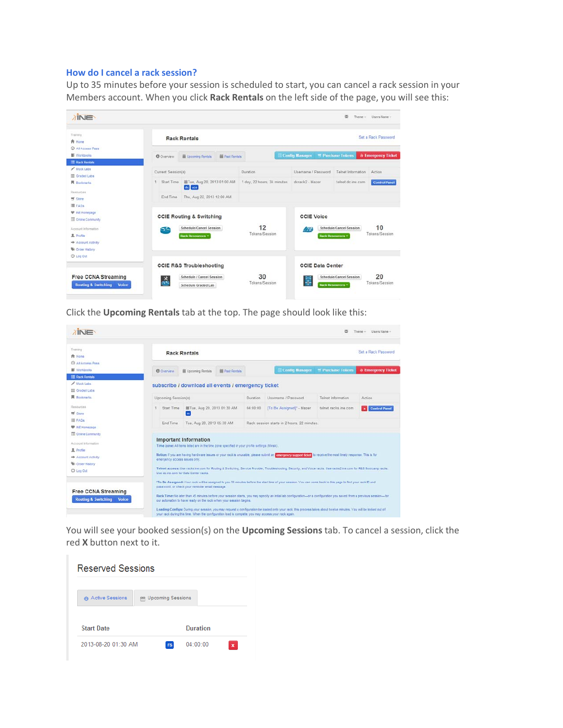## How do I cancel a rack session?

Up to 35 minutes before your session is scheduled to start, you can cancel a rack session in your Members account. When you click **Rack Rentals** on the left side of the page, you will see this:

Click the **Upcoming Rentals** tab at the top. The page should look like this:

You will see your booked session(s) on the **Upcoming Sessions** tab. To cancel a session, click the red **X** button next to it.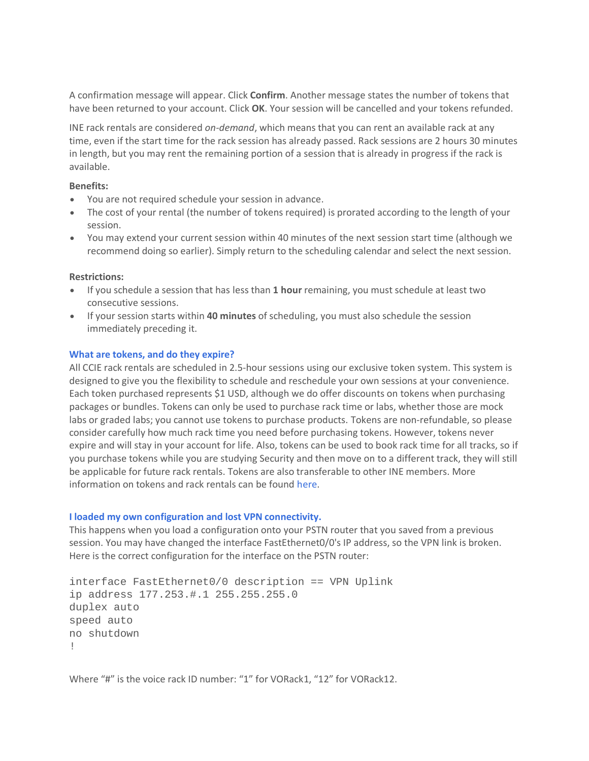A confirmation message will appear. Click **Confirm**. Another message states the number of tokens that have been returned to your account. Click **OK**. Your session will be cancelled and your tokens refunded.

INE rack rentals are considered *on-demand*, which means that you can rent an available rack at any time, even if the start time for the rack session has already passed. Rack sessions are 2 hours 30 minutes in length, but you may rent the remaining portion of a session that is already in progress if the rack is available.

**Benefits:**

- You are not required schedule your session in advance.
- The cost of your rental (the number of tokens required) is prorated according to the length of your session.
- You may extend your current session within 40 minutes of the next session start time (although we recommend doing so earlier). Simply return to the scheduling calendar and select the next session.

**Restrictions:**

- If you schedule a session that has less than **1 hour** remaining, you must schedule at least two consecutive sessions.
- If your session starts within **40 minutes** of scheduling, you must also schedule the session immediately preceding it.

### What are tokens, and do they expire?

All CCIE rack rentals are scheduled in 2.5-hour sessions using our exclusive token system. This system is designed to give you the flexibility to schedule and reschedule your own sessions at your convenience. Each token purchased represents $1 USD, although we do offer discounts on tokens when purchasing packages or bundles. Tokens can only be used to purchase rack time or labs, whether those are mock labs or graded labs; you cannot use tokens to purchase products. Tokens are non-refundable, so please consider carefully how much rack time you need before purchasing tokens. However, tokens never expire and will stay in your account for life. Also, tokens can be used to book rack time for all tracks, so if you purchase tokens while you are studying Security and then move on to a different track, they will still be applicable for future rack rentals. Tokens are also transferable to other INE members. More information on tokens and rack rentals can be found here.

### I loaded my own configuration and lost VPN connectivity.

This happens when you load a configuration onto your PSTN router that you saved from a previous session. You may have changed the interface FastEthernet0/0's IP address, so the VPN link is broken. Here is the correct configuration for the interface on the PSTN router:

```
interface FastEthernet0/0 description == VPN Uplink
ip address 177.253.#.1 255.255.255.0
duplex auto
speed auto
no shutdown
!
```

Where "#" is the voice rack ID number: "1" for VORack1, "12" for VORack12.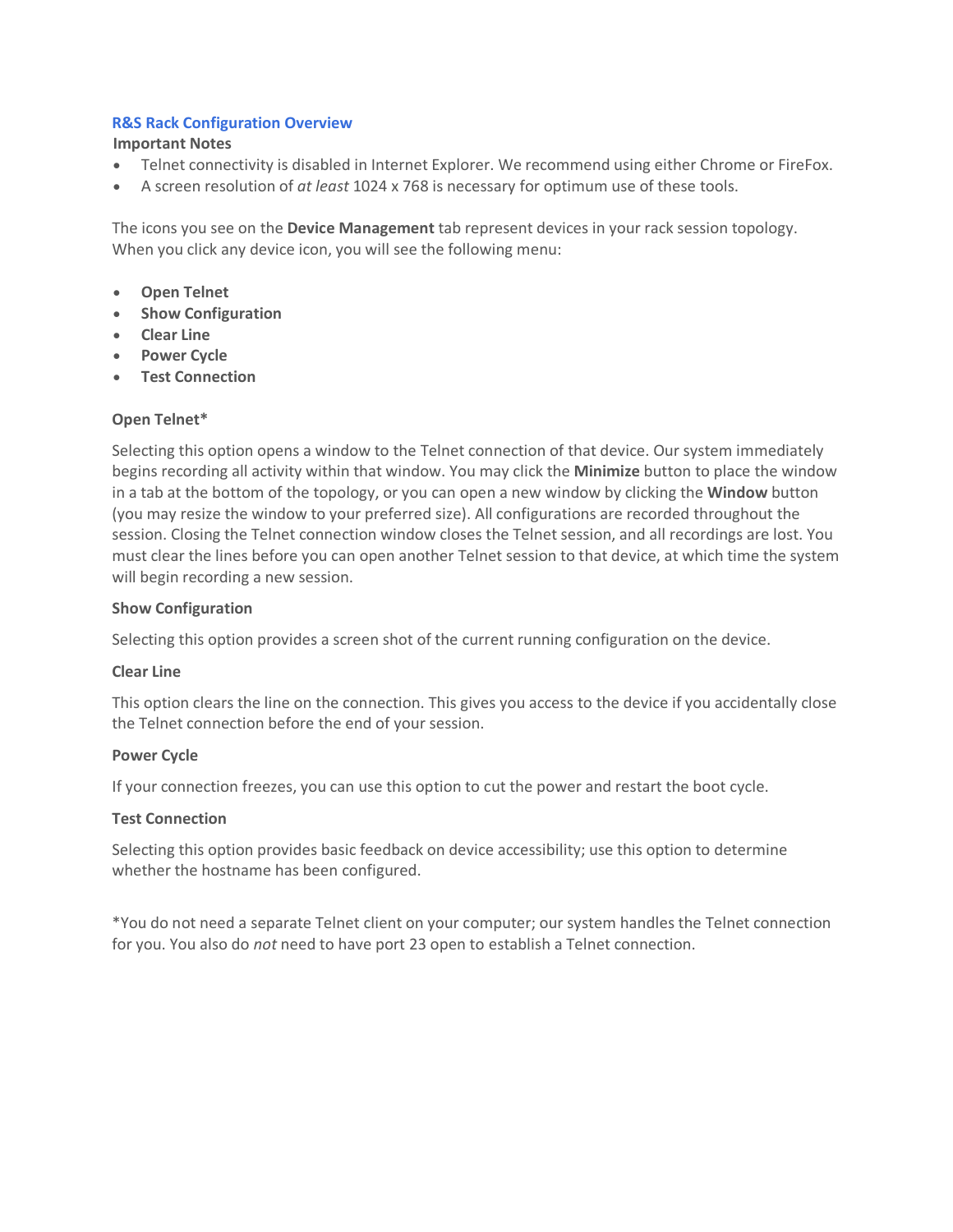## R&S Rack Configuration Overview

**Important Notes**

- Telnet connectivity is disabled in Internet Explorer. We recommend using either Chrome or FireFox.
- A screen resolution of *at least* 1024 x 768 is necessary for optimum use of these tools.

The icons you see on the **Device Management** tab represent devices in your rack session topology. When you click any device icon, you will see the following menu:

- **Open Telnet**
- **Show Configuration**
- **Clear Line**
- **Power Cycle**
- **Test Connection**

### Open Telnet*

Selecting this option opens a window to the Telnet connection of that device. Our system immediately begins recording all activity within that window. You may click the **Minimize** button to place the window in a tab at the bottom of the topology, or you can open a new window by clicking the **Window** button (you may resize the window to your preferred size). All configurations are recorded throughout the session. Closing the Telnet connection window closes the Telnet session, and all recordings are lost. You must clear the lines before you can open another Telnet session to that device, at which time the system will begin recording a new session.

### Show Configuration

Selecting this option provides a screen shot of the current running configuration on the device.

### Clear Line

This option clears the line on the connection. This gives you access to the device if you accidentally close the Telnet connection before the end of your session.

### Power Cycle

If your connection freezes, you can use this option to cut the power and restart the boot cycle.

### Test Connection

Selecting this option provides basic feedback on device accessibility; use this option to determine whether the hostname has been configured.

*You do not need a separate Telnet client on your computer; our system handles the Telnet connection for you. You also do *not* need to have port 23 open to establish a Telnet connection.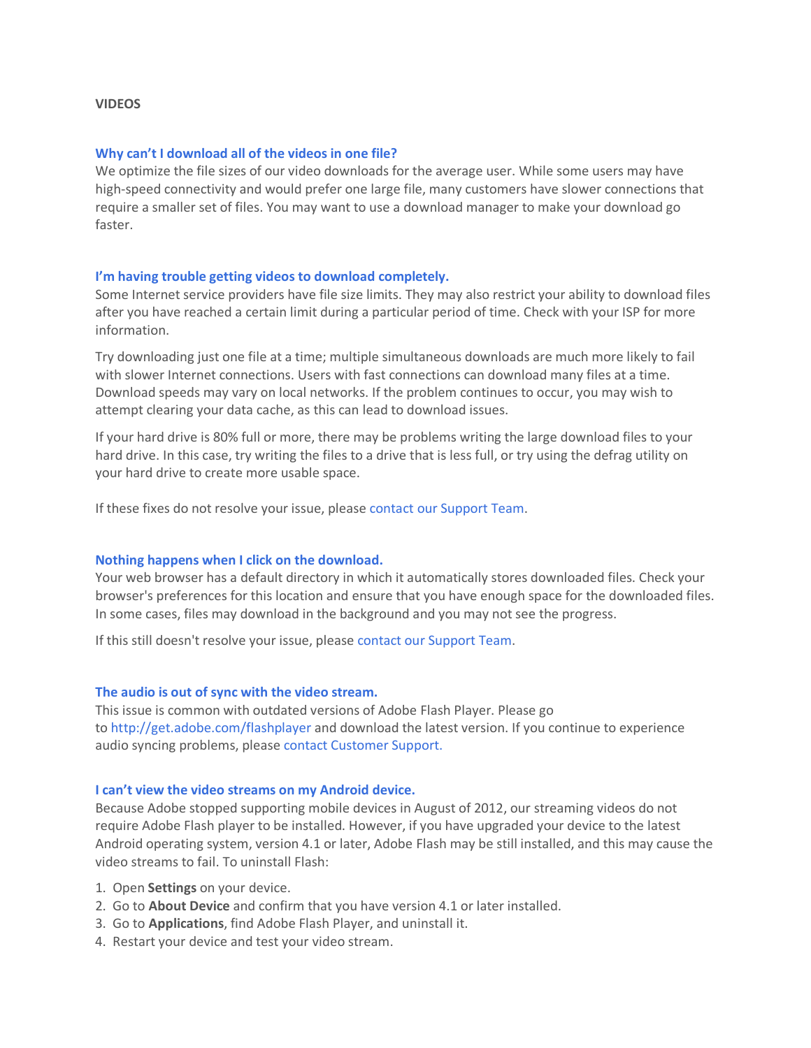## VIDEOS

### Why can't I download all of the videos in one file?

We optimize the file sizes of our video downloads for the average user. While some users may have high-speed connectivity and would prefer one large file, many customers have slower connections that require a smaller set of files. You may want to use a download manager to make your download go faster.

### I'm having trouble getting videos to download completely.

Some Internet service providers have file size limits. They may also restrict your ability to download files after you have reached a certain limit during a particular period of time. Check with your ISP for more information.

Try downloading just one file at a time; multiple simultaneous downloads are much more likely to fail with slower Internet connections. Users with fast connections can download many files at a time. Download speeds may vary on local networks. If the problem continues to occur, you may wish to attempt clearing your data cache, as this can lead to download issues.

If your hard drive is 80% full or more, there may be problems writing the large download files to your hard drive. In this case, try writing the files to a drive that is less full, or try using the defrag utility on your hard drive to create more usable space.

If these fixes do not resolve your issue, please contact our Support Team.

### Nothing happens when I click on the download.

Your web browser has a default directory in which it automatically stores downloaded files. Check your browser's preferences for this location and ensure that you have enough space for the downloaded files. In some cases, files may download in the background and you may not see the progress.

If this still doesn't resolve your issue, please contact our Support Team.

### The audio is out of sync with the video stream.

This issue is common with outdated versions of Adobe Flash Player. Please go to http://get.adobe.com/flashplayer and download the latest version. If you continue to experience audio syncing problems, please contact Customer Support.

### I can't view the video streams on my Android device.

Because Adobe stopped supporting mobile devices in August of 2012, our streaming videos do not require Adobe Flash player to be installed. However, if you have upgraded your device to the latest Android operating system, version 4.1 or later, Adobe Flash may be still installed, and this may cause the video streams to fail. To uninstall Flash:

1. Open **Settings** on your device.
2. Go to **About Device** and confirm that you have version 4.1 or later installed.
3. Go to **Applications**, find Adobe Flash Player, and uninstall it.
4. Restart your device and test your video stream.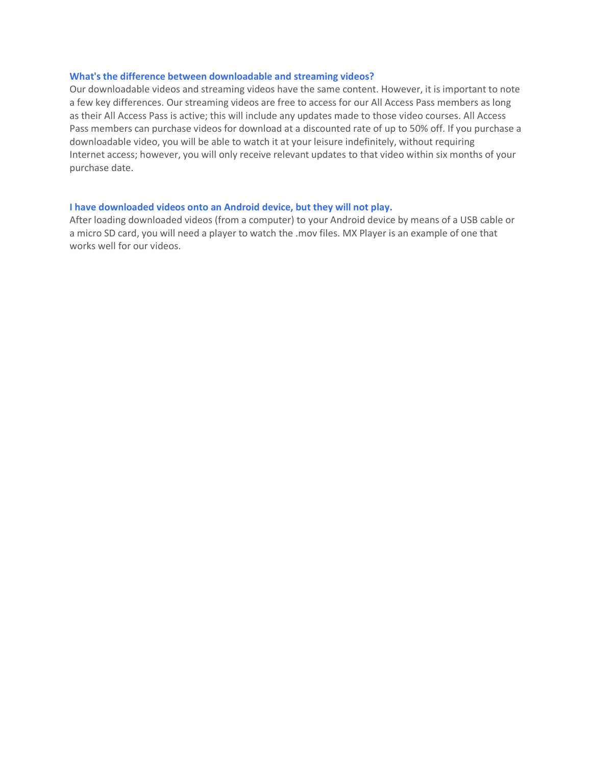### What's the difference between downloadable and streaming videos?

Our downloadable videos and streaming videos have the same content. However, it is important to note a few key differences. Our streaming videos are free to access for our All Access Pass members as long as their All Access Pass is active; this will include any updates made to those video courses. All Access Pass members can purchase videos for download at a discounted rate of up to 50% off. If you purchase a downloadable video, you will be able to watch it at your leisure indefinitely, without requiring Internet access; however, you will only receive relevant updates to that video within six months of your purchase date.

### I have downloaded videos onto an Android device, but they will not play.

After loading downloaded videos (from a computer) to your Android device by means of a USB cable or a micro SD card, you will need a player to watch the .mov files. MX Player is an example of one that works well for our videos.